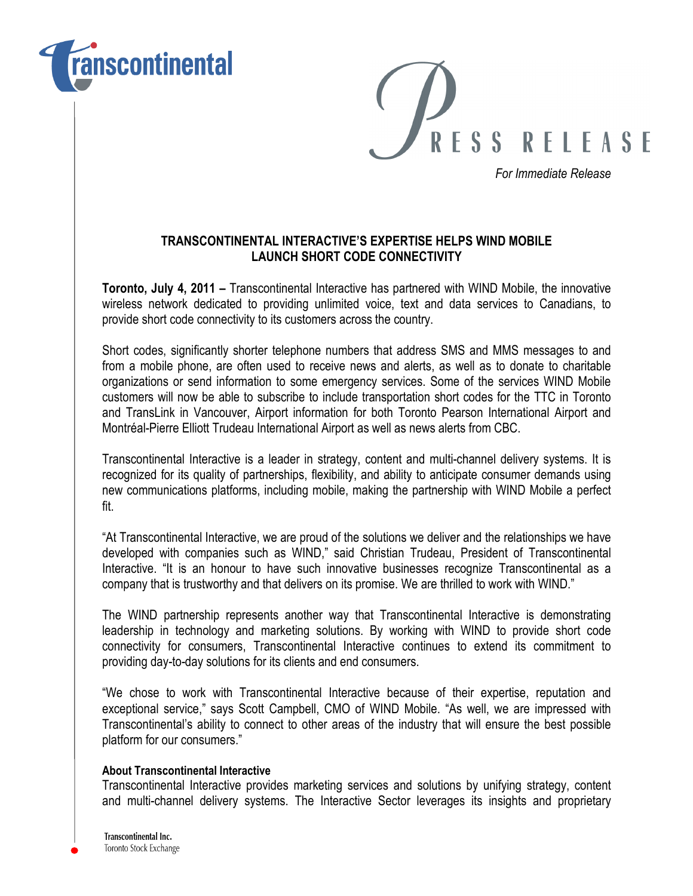transcontinental

PRESS RELEASE

*For Immediate Release*

## TRANSCONTINENTAL INTERACTIVE'S EXPERTISE HELPS WIND MOBILE LAUNCH SHORT CODE CONNECTIVITY

**Toronto, July 4, 2011 –** Transcontinental Interactive has partnered with WIND Mobile, the innovative wireless network dedicated to providing unlimited voice, text and data services to Canadians, to provide short code connectivity to its customers across the country.

Short codes, significantly shorter telephone numbers that address SMS and MMS messages to and from a mobile phone, are often used to receive news and alerts, as well as to donate to charitable organizations or send information to some emergency services. Some of the services WIND Mobile customers will now be able to subscribe to include transportation short codes for the TTC in Toronto and TransLink in Vancouver, Airport information for both Toronto Pearson International Airport and Montréal-Pierre Elliott Trudeau International Airport as well as news alerts from CBC.

Transcontinental Interactive is a leader in strategy, content and multi-channel delivery systems. It is recognized for its quality of partnerships, flexibility, and ability to anticipate consumer demands using new communications platforms, including mobile, making the partnership with WIND Mobile a perfect fit.

"At Transcontinental Interactive, we are proud of the solutions we deliver and the relationships we have developed with companies such as WIND," said Christian Trudeau, President of Transcontinental Interactive. "It is an honour to have such innovative businesses recognize Transcontinental as a company that is trustworthy and that delivers on its promise. We are thrilled to work with WIND."

The WIND partnership represents another way that Transcontinental Interactive is demonstrating leadership in technology and marketing solutions. By working with WIND to provide short code connectivity for consumers, Transcontinental Interactive continues to extend its commitment to providing day-to-day solutions for its clients and end consumers.

"We chose to work with Transcontinental Interactive because of their expertise, reputation and exceptional service," says Scott Campbell, CMO of WIND Mobile. "As well, we are impressed with Transcontinental's ability to connect to other areas of the industry that will ensure the best possible platform for our consumers."

**About Transcontinental Interactive**

Transcontinental Interactive provides marketing services and solutions by unifying strategy, content and multi-channel delivery systems. The Interactive Sector leverages its insights and proprietary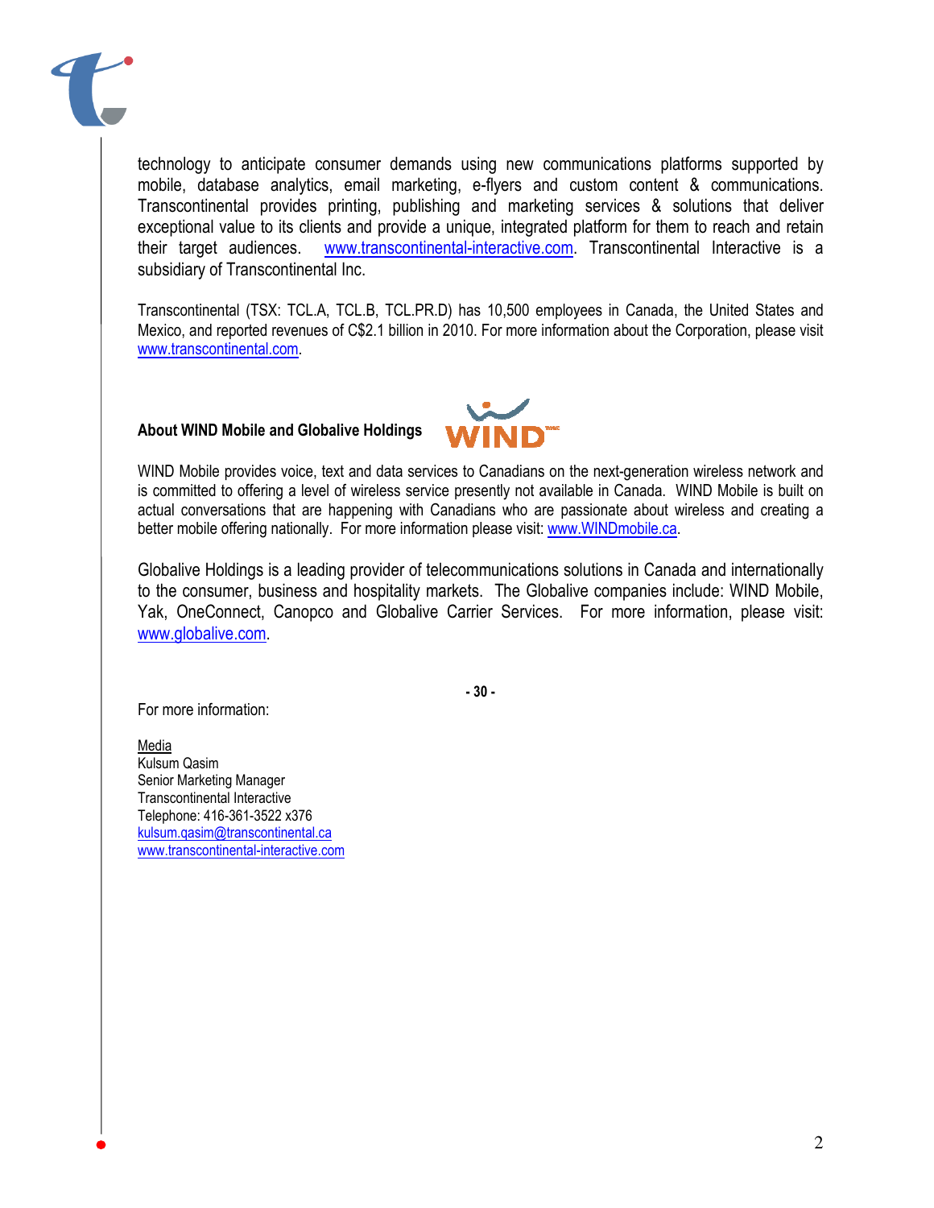technology to anticipate consumer demands using new communications platforms supported by mobile, database analytics, email marketing, e-flyers and custom content & communications. Transcontinental provides printing, publishing and marketing services & solutions that deliver exceptional value to its clients and provide a unique, integrated platform for them to reach and retain their target audiences. www.transcontinental-interactive.com. Transcontinental Interactive is a subsidiary of Transcontinental Inc.

Transcontinental (TSX: TCL.A, TCL.B, TCL.PR.D) has 10,500 employees in Canada, the United States and Mexico, and reported revenues of C$2.1 billion in 2010. For more information about the Corporation, please visit www.transcontinental.com.

**About WIND Mobile and Globalive Holdings**

WIND Mobile provides voice, text and data services to Canadians on the next-generation wireless network and is committed to offering a level of wireless service presently not available in Canada. WIND Mobile is built on actual conversations that are happening with Canadians who are passionate about wireless and creating a better mobile offering nationally. For more information please visit: www.WINDmobile.ca.

Globalive Holdings is a leading provider of telecommunications solutions in Canada and internationally to the consumer, business and hospitality markets. The Globalive companies include: WIND Mobile, Yak, OneConnect, Canopco and Globalive Carrier Services. For more information, please visit: www.globalive.com.

**- 30 -**

For more information:

Media
Kulsum Qasim
Senior Marketing Manager
Transcontinental Interactive
Telephone: 416-361-3522 x376
kulsum.qasim@transcontinental.ca
www.transcontinental-interactive.com